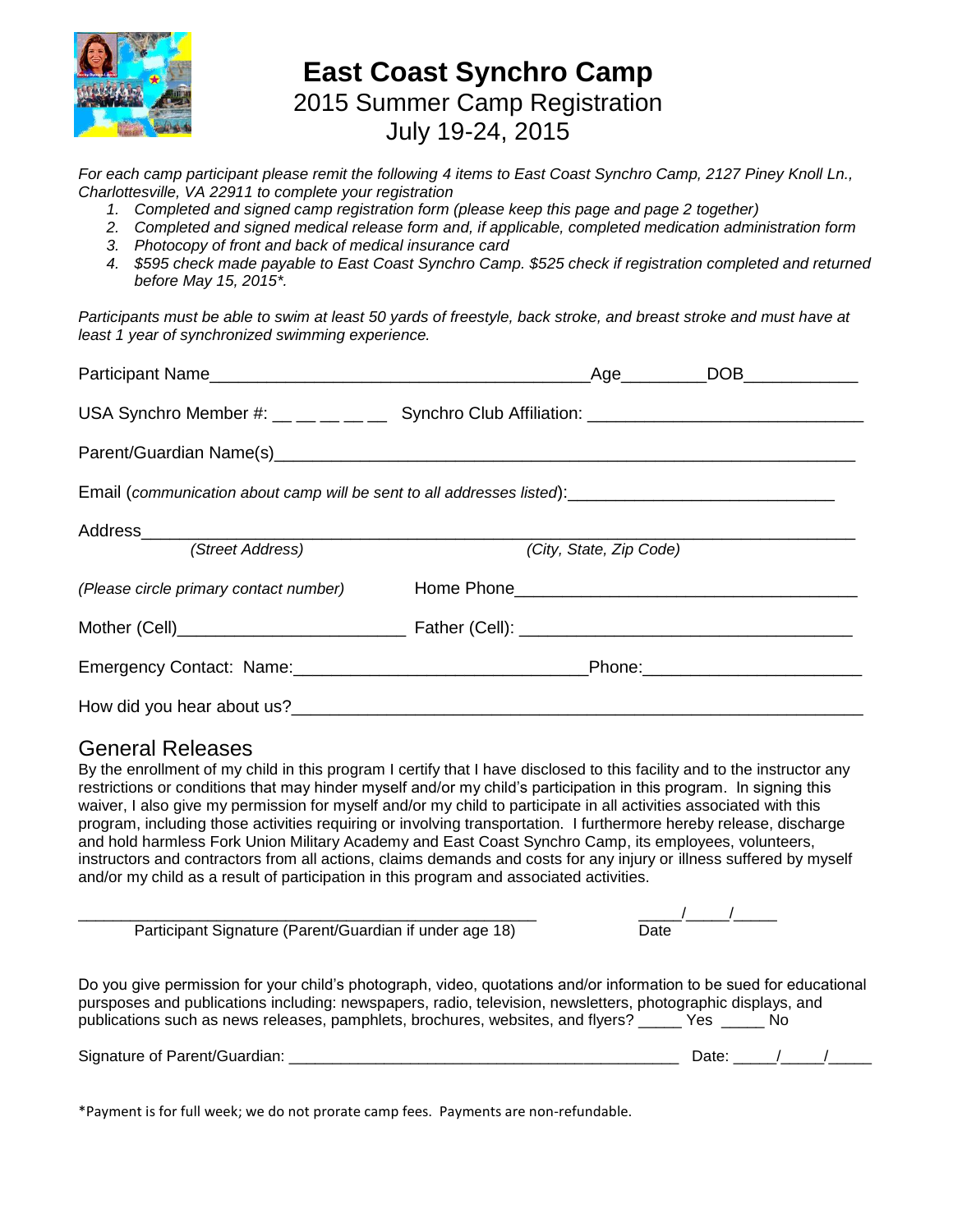# East Coast Synchro Camp

## 2015 Summer Camp Registration

## July 19-24, 2015

*For each camp participant please remit the following 4 items to East Coast Synchro Camp, 2127 Piney Knoll Ln., Charlottesville, VA 22911 to complete your registration*

1. *Completed and signed camp registration form (please keep this page and page 2 together)*
2. *Completed and signed medical release form and, if applicable, completed medication administration form*
3. *Photocopy of front and back of medical insurance card*
4. *$595 check made payable to East Coast Synchro Camp. $525 check if registration completed and returned before May 15, 2015\*.*

*Participants must be able to swim at least 50 yards of freestyle, back stroke, and breast stroke and must have at least 1 year of synchronized swimming experience.*

Participant Name________________________________________Age_________DOB____________

USA Synchro Member #: __ __ __ __ __ Synchro Club Affiliation: ____________________________

Parent/Guardian Name(s)_____________________________________________________________

Email (*communication about camp will be sent to all addresses listed*):____________________________

Address____________________________________________________________________________
*(Street Address)* *(City, State, Zip Code)*

*(Please circle primary contact number)* Home Phone____________________________________

Mother (Cell)_______________________ Father (Cell): __________________________________

Emergency Contact: Name:______________________________Phone:______________________

How did you hear about us?___________________________________________________________

## General Releases

By the enrollment of my child in this program I certify that I have disclosed to this facility and to the instructor any restrictions or conditions that may hinder myself and/or my child's participation in this program. In signing this waiver, I also give my permission for myself and/or my child to participate in all activities associated with this program, including those activities requiring or involving transportation. I furthermore hereby release, discharge and hold harmless Fork Union Military Academy and East Coast Synchro Camp, its employees, volunteers, instructors and contractors from all actions, claims demands and costs for any injury or illness suffered by myself and/or my child as a result of participation in this program and associated activities.

____________________________________________________ _____/_____/_____
Participant Signature (Parent/Guardian if under age 18) Date

Do you give permission for your child's photograph, video, quotations and/or information to be sued for educational pursposes and publications including: newspapers, radio, television, newsletters, photographic displays, and publications such as news releases, pamphlets, brochures, websites, and flyers? _____ Yes _____ No

Signature of Parent/Guardian: ____________________________________________ Date: _____/_____/_____

\*Payment is for full week; we do not prorate camp fees. Payments are non-refundable.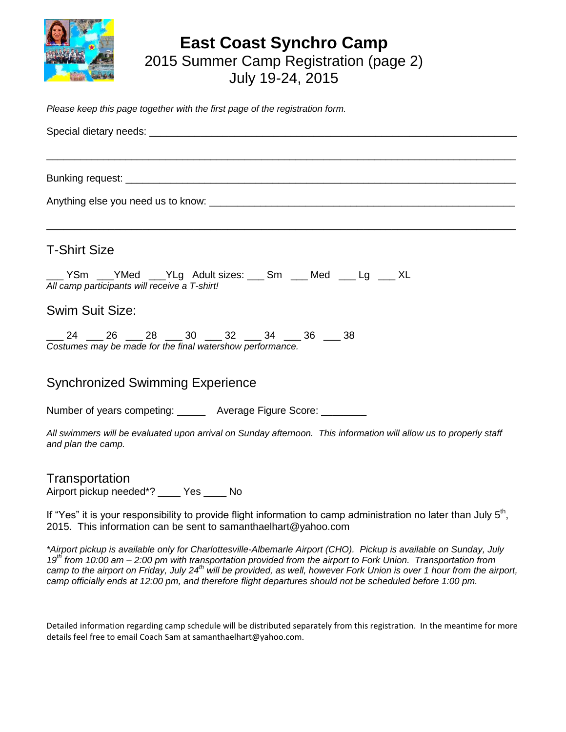# East Coast Synchro Camp

2015 Summer Camp Registration (page 2)
July 19-24, 2015

*Please keep this page together with the first page of the registration form.*

Special dietary needs: ______________________________________________________________

______________________________________________________________________________

Bunking request: _________________________________________________________________

Anything else you need us to know: __________________________________________________

______________________________________________________________________________

## T-Shirt Size

___ YSm ___YMed ___YLg Adult sizes: ___ Sm ___ Med ___ Lg ___ XL
*All camp participants will receive a T-shirt!*

## Swim Suit Size:

___ 24 ___ 26 ___ 28 ___ 30 ___ 32 ___ 34 ___ 36 ___ 38
*Costumes may be made for the final watershow performance.*

## Synchronized Swimming Experience

Number of years competing: _____ Average Figure Score: ________

*All swimmers will be evaluated upon arrival on Sunday afternoon. This information will allow us to properly staff and plan the camp.*

## Transportation

Airport pickup needed*? ____ Yes ____ No

If "Yes" it is your responsibility to provide flight information to camp administration no later than July 5th, 2015. This information can be sent to samanthaelhart@yahoo.com

*\*Airport pickup is available only for Charlottesville-Albemarle Airport (CHO). Pickup is available on Sunday, July 19th from 10:00 am – 2:00 pm with transportation provided from the airport to Fork Union. Transportation from camp to the airport on Friday, July 24th will be provided, as well, however Fork Union is over 1 hour from the airport, camp officially ends at 12:00 pm, and therefore flight departures should not be scheduled before 1:00 pm.*

Detailed information regarding camp schedule will be distributed separately from this registration. In the meantime for more details feel free to email Coach Sam at samanthaelhart@yahoo.com.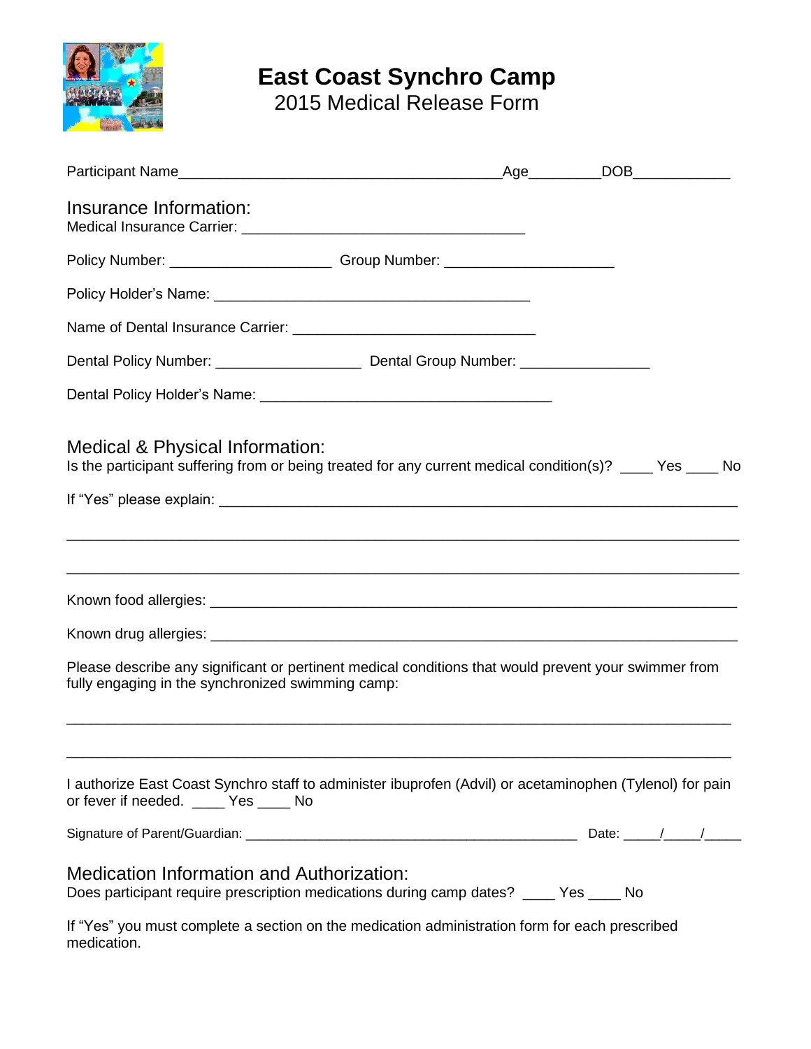# East Coast Synchro Camp

2015 Medical Release Form

Participant Name\_\_\_\_\_\_\_\_\_\_\_\_\_\_\_\_\_\_\_\_\_\_\_\_\_\_\_\_\_\_\_\_\_\_\_\_\_\_\_\_Age\_\_\_\_\_\_\_\_\_DOB\_\_\_\_\_\_\_\_\_\_\_\_

## Insurance Information:

Medical Insurance Carrier: \_\_\_\_\_\_\_\_\_\_\_\_\_\_\_\_\_\_\_\_\_\_\_\_\_\_\_\_\_\_\_\_\_\_\_

Policy Number: \_\_\_\_\_\_\_\_\_\_\_\_\_\_\_\_\_\_\_\_ Group Number: \_\_\_\_\_\_\_\_\_\_\_\_\_\_\_\_\_\_\_\_\_

Policy Holder's Name: \_\_\_\_\_\_\_\_\_\_\_\_\_\_\_\_\_\_\_\_\_\_\_\_\_\_\_\_\_\_\_\_\_\_\_\_\_\_\_

Name of Dental Insurance Carrier: \_\_\_\_\_\_\_\_\_\_\_\_\_\_\_\_\_\_\_\_\_\_\_\_\_\_\_\_\_\_

Dental Policy Number: \_\_\_\_\_\_\_\_\_\_\_\_\_\_\_\_\_\_ Dental Group Number: \_\_\_\_\_\_\_\_\_\_\_\_\_\_\_\_

Dental Policy Holder's Name: \_\_\_\_\_\_\_\_\_\_\_\_\_\_\_\_\_\_\_\_\_\_\_\_\_\_\_\_\_\_\_\_\_\_\_\_

## Medical & Physical Information:

Is the participant suffering from or being treated for any current medical condition(s)? \_\_\_\_ Yes \_\_\_\_ No

If "Yes" please explain: \_\_\_\_\_\_\_\_\_\_\_\_\_\_\_\_\_\_\_\_\_\_\_\_\_\_\_\_\_\_\_\_\_\_\_\_\_\_\_\_\_\_\_\_\_\_\_\_\_\_\_\_\_\_\_\_\_\_\_\_\_\_\_\_

\_\_\_\_\_\_\_\_\_\_\_\_\_\_\_\_\_\_\_\_\_\_\_\_\_\_\_\_\_\_\_\_\_\_\_\_\_\_\_\_\_\_\_\_\_\_\_\_\_\_\_\_\_\_\_\_\_\_\_\_\_\_\_\_\_\_\_\_\_\_\_\_\_\_\_\_\_\_\_\_

\_\_\_\_\_\_\_\_\_\_\_\_\_\_\_\_\_\_\_\_\_\_\_\_\_\_\_\_\_\_\_\_\_\_\_\_\_\_\_\_\_\_\_\_\_\_\_\_\_\_\_\_\_\_\_\_\_\_\_\_\_\_\_\_\_\_\_\_\_\_\_\_\_\_\_\_\_\_\_\_

Known food allergies: \_\_\_\_\_\_\_\_\_\_\_\_\_\_\_\_\_\_\_\_\_\_\_\_\_\_\_\_\_\_\_\_\_\_\_\_\_\_\_\_\_\_\_\_\_\_\_\_\_\_\_\_\_\_\_\_\_\_\_\_\_\_\_\_\_

Known drug allergies: \_\_\_\_\_\_\_\_\_\_\_\_\_\_\_\_\_\_\_\_\_\_\_\_\_\_\_\_\_\_\_\_\_\_\_\_\_\_\_\_\_\_\_\_\_\_\_\_\_\_\_\_\_\_\_\_\_\_\_\_\_\_\_\_\_

Please describe any significant or pertinent medical conditions that would prevent your swimmer from fully engaging in the synchronized swimming camp:

\_\_\_\_\_\_\_\_\_\_\_\_\_\_\_\_\_\_\_\_\_\_\_\_\_\_\_\_\_\_\_\_\_\_\_\_\_\_\_\_\_\_\_\_\_\_\_\_\_\_\_\_\_\_\_\_\_\_\_\_\_\_\_\_\_\_\_\_\_\_\_\_\_\_\_\_\_\_\_\_

\_\_\_\_\_\_\_\_\_\_\_\_\_\_\_\_\_\_\_\_\_\_\_\_\_\_\_\_\_\_\_\_\_\_\_\_\_\_\_\_\_\_\_\_\_\_\_\_\_\_\_\_\_\_\_\_\_\_\_\_\_\_\_\_\_\_\_\_\_\_\_\_\_\_\_\_\_\_\_\_

I authorize East Coast Synchro staff to administer ibuprofen (Advil) or acetaminophen (Tylenol) for pain or fever if needed. \_\_\_\_ Yes \_\_\_\_ No

Signature of Parent/Guardian: \_\_\_\_\_\_\_\_\_\_\_\_\_\_\_\_\_\_\_\_\_\_\_\_\_\_\_\_\_\_\_\_\_\_\_\_\_\_\_\_\_\_\_\_\_\_ Date: \_\_\_\_\_/\_\_\_\_\_/\_\_\_\_\_

## Medication Information and Authorization:

Does participant require prescription medications during camp dates? \_\_\_\_ Yes \_\_\_\_ No

If "Yes" you must complete a section on the medication administration form for each prescribed medication.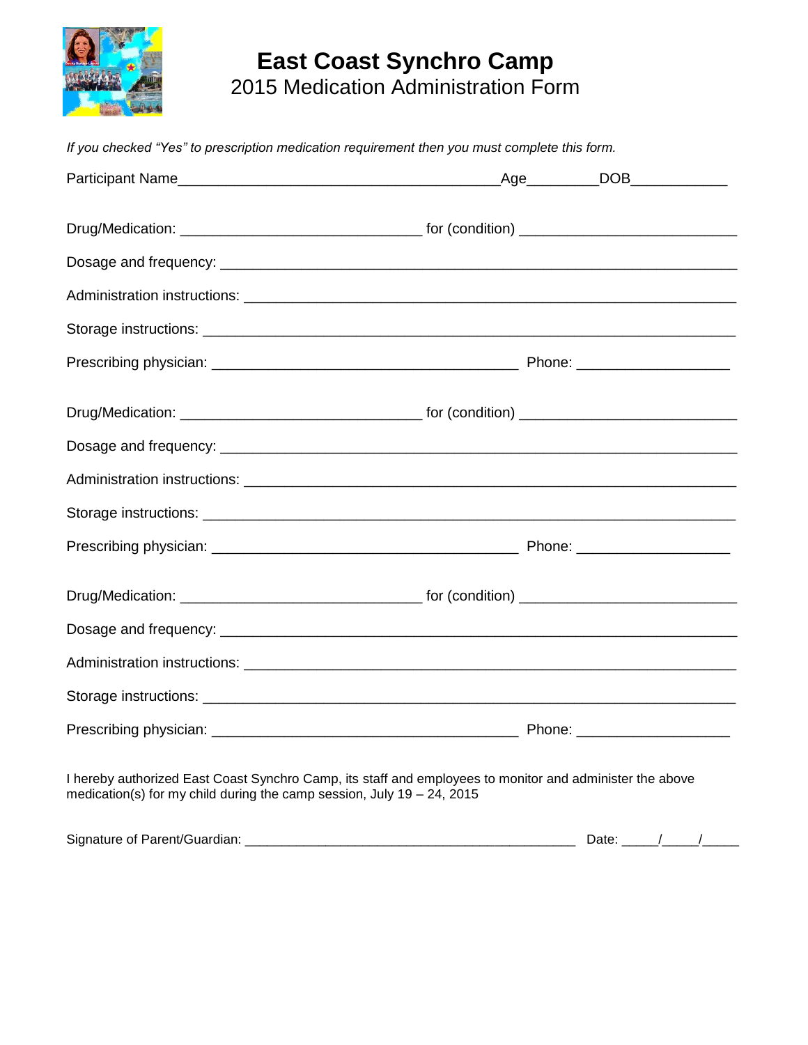# East Coast Synchro Camp

## 2015 Medication Administration Form

*If you checked "Yes" to prescription medication requirement then you must complete this form.*

Participant Name________________________________________Age_________DOB____________

Drug/Medication: ______________________________ for (condition) ___________________________

Dosage and frequency: ____________________________________________________________

Administration instructions: _______________________________________________________

Storage instructions: _____________________________________________________________

Prescribing physician: ______________________________________ Phone: ___________________

Drug/Medication: ______________________________ for (condition) ___________________________

Dosage and frequency: ____________________________________________________________

Administration instructions: _______________________________________________________

Storage instructions: _____________________________________________________________

Prescribing physician: ______________________________________ Phone: ___________________

Drug/Medication: ______________________________ for (condition) ___________________________

Dosage and frequency: ____________________________________________________________

Administration instructions: _______________________________________________________

Storage instructions: _____________________________________________________________

Prescribing physician: ______________________________________ Phone: ___________________

I hereby authorized East Coast Synchro Camp, its staff and employees to monitor and administer the above medication(s) for my child during the camp session, July 19 – 24, 2015

Signature of Parent/Guardian: _____________________________________________ Date: _____/_____/_____